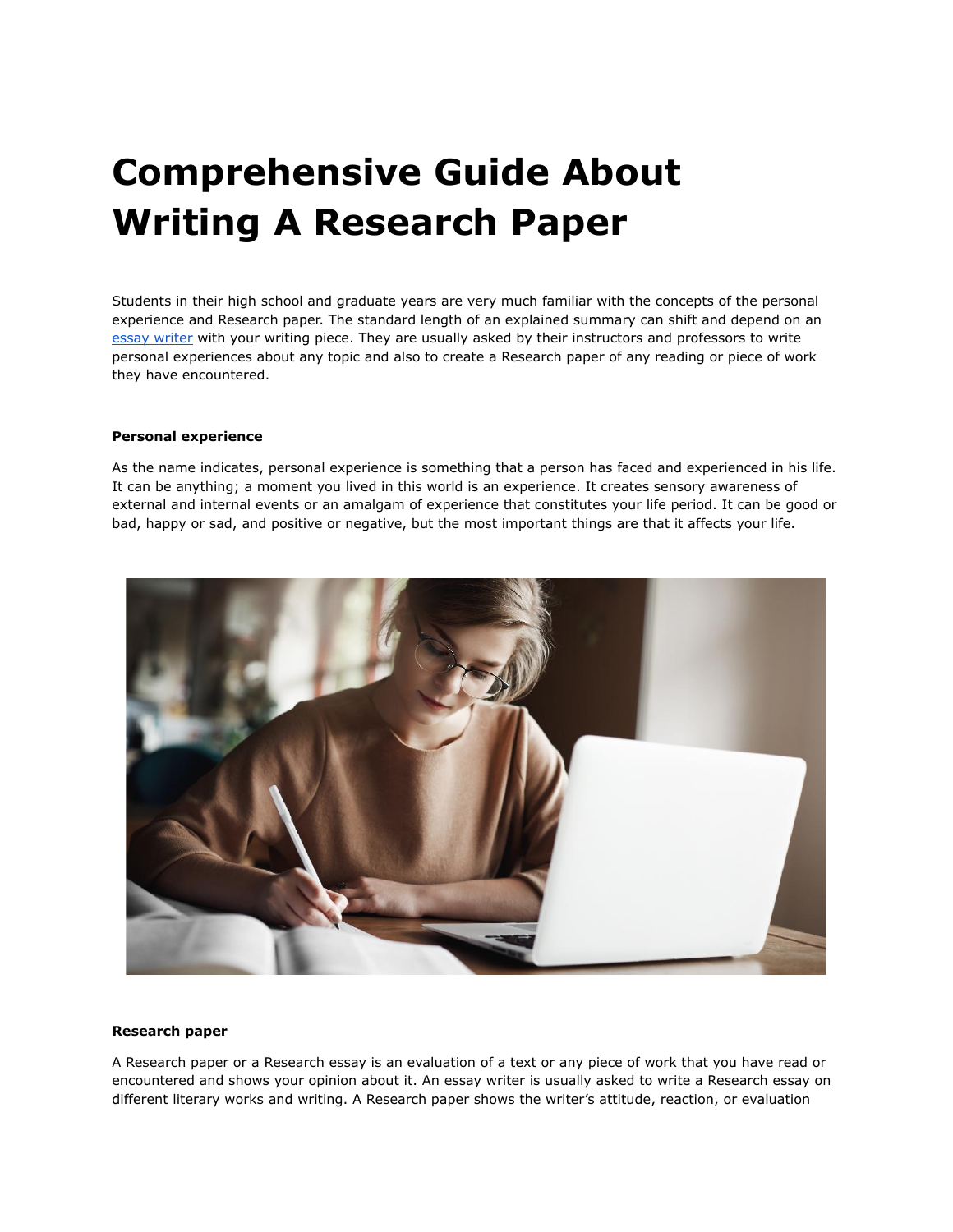# Comprehensive Guide About Writing A Research Paper

Students in their high school and graduate years are very much familiar with the concepts of the personal experience and Research paper. The standard length of an explained summary can shift and depend on an essay writer with your writing piece. They are usually asked by their instructors and professors to write personal experiences about any topic and also to create a Research paper of any reading or piece of work they have encountered.

**Personal experience**

As the name indicates, personal experience is something that a person has faced and experienced in his life. It can be anything; a moment you lived in this world is an experience. It creates sensory awareness of external and internal events or an amalgam of experience that constitutes your life period. It can be good or bad, happy or sad, and positive or negative, but the most important things are that it affects your life.

**Research paper**

A Research paper or a Research essay is an evaluation of a text or any piece of work that you have read or encountered and shows your opinion about it. An essay writer is usually asked to write a Research essay on different literary works and writing. A Research paper shows the writer's attitude, reaction, or evaluation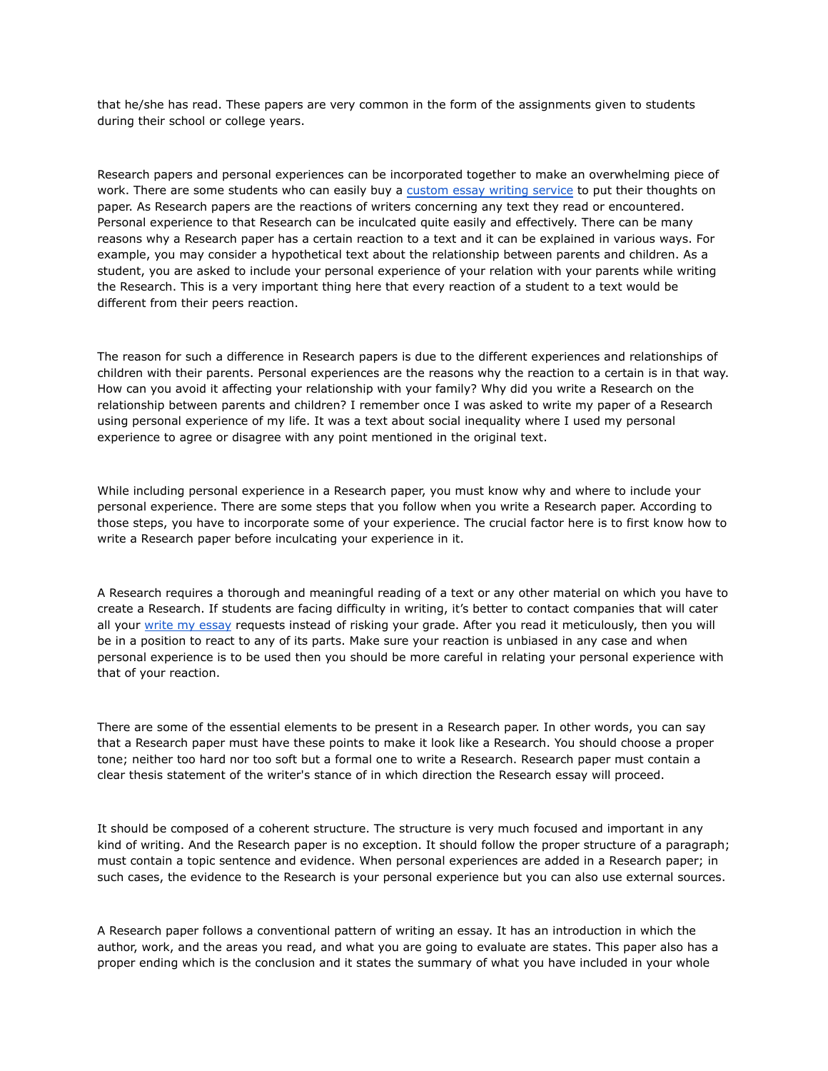that he/she has read. These papers are very common in the form of the assignments given to students during their school or college years.

Research papers and personal experiences can be incorporated together to make an overwhelming piece of work. There are some students who can easily buy a [custom essay writing service](#) to put their thoughts on paper. As Research papers are the reactions of writers concerning any text they read or encountered. Personal experience to that Research can be inculcated quite easily and effectively. There can be many reasons why a Research paper has a certain reaction to a text and it can be explained in various ways. For example, you may consider a hypothetical text about the relationship between parents and children. As a student, you are asked to include your personal experience of your relation with your parents while writing the Research. This is a very important thing here that every reaction of a student to a text would be different from their peers reaction.

The reason for such a difference in Research papers is due to the different experiences and relationships of children with their parents. Personal experiences are the reasons why the reaction to a certain is in that way. How can you avoid it affecting your relationship with your family? Why did you write a Research on the relationship between parents and children? I remember once I was asked to write my paper of a Research using personal experience of my life. It was a text about social inequality where I used my personal experience to agree or disagree with any point mentioned in the original text.

While including personal experience in a Research paper, you must know why and where to include your personal experience. There are some steps that you follow when you write a Research paper. According to those steps, you have to incorporate some of your experience. The crucial factor here is to first know how to write a Research paper before inculcating your experience in it.

A Research requires a thorough and meaningful reading of a text or any other material on which you have to create a Research. If students are facing difficulty in writing, it's better to contact companies that will cater all your [write my essay](#) requests instead of risking your grade. After you read it meticulously, then you will be in a position to react to any of its parts. Make sure your reaction is unbiased in any case and when personal experience is to be used then you should be more careful in relating your personal experience with that of your reaction.

There are some of the essential elements to be present in a Research paper. In other words, you can say that a Research paper must have these points to make it look like a Research. You should choose a proper tone; neither too hard nor too soft but a formal one to write a Research. Research paper must contain a clear thesis statement of the writer's stance of in which direction the Research essay will proceed.

It should be composed of a coherent structure. The structure is very much focused and important in any kind of writing. And the Research paper is no exception. It should follow the proper structure of a paragraph; must contain a topic sentence and evidence. When personal experiences are added in a Research paper; in such cases, the evidence to the Research is your personal experience but you can also use external sources.

A Research paper follows a conventional pattern of writing an essay. It has an introduction in which the author, work, and the areas you read, and what you are going to evaluate are states. This paper also has a proper ending which is the conclusion and it states the summary of what you have included in your whole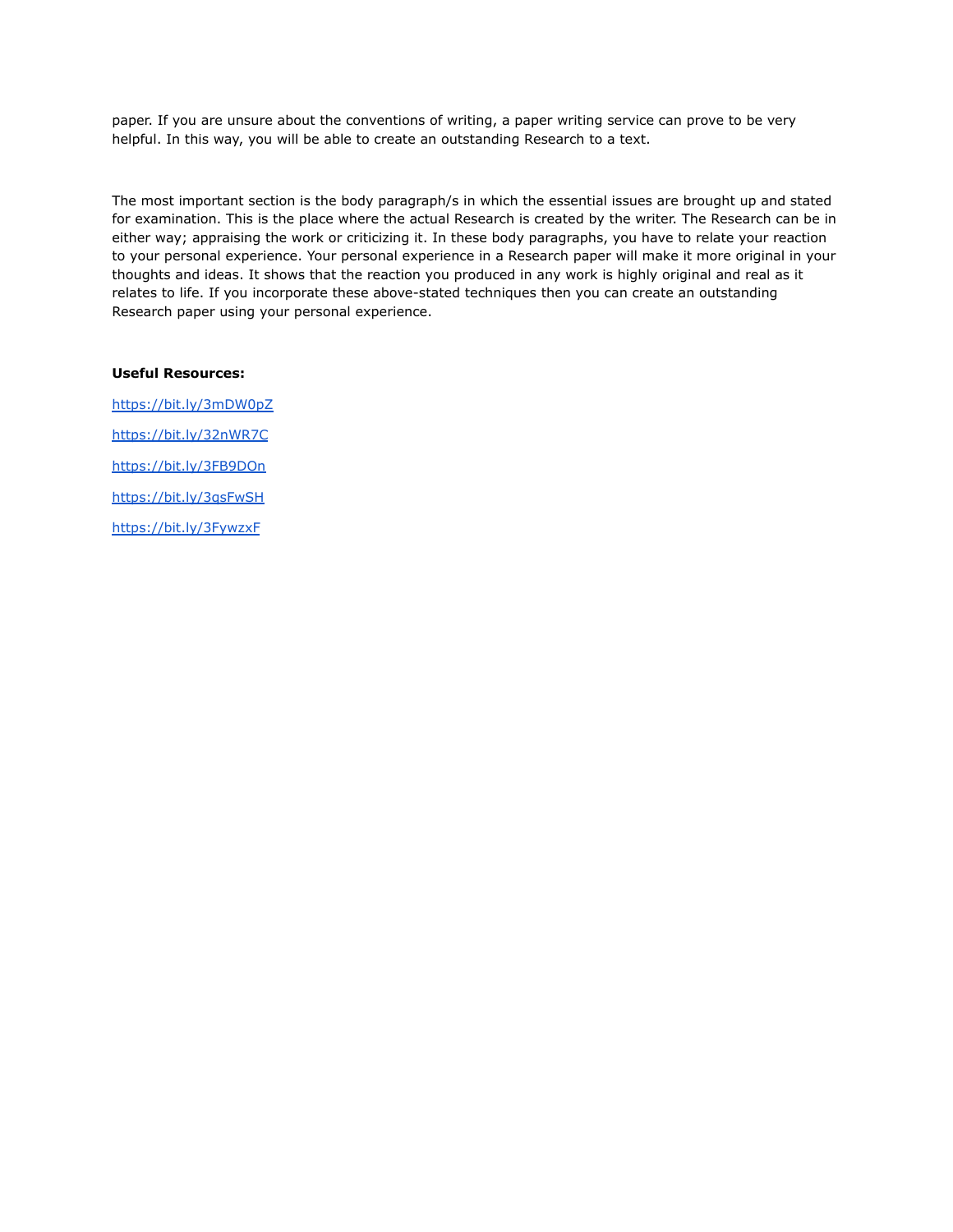paper. If you are unsure about the conventions of writing, a paper writing service can prove to be very helpful. In this way, you will be able to create an outstanding Research to a text.

The most important section is the body paragraph/s in which the essential issues are brought up and stated for examination. This is the place where the actual Research is created by the writer. The Research can be in either way; appraising the work or criticizing it. In these body paragraphs, you have to relate your reaction to your personal experience. Your personal experience in a Research paper will make it more original in your thoughts and ideas. It shows that the reaction you produced in any work is highly original and real as it relates to life. If you incorporate these above-stated techniques then you can create an outstanding Research paper using your personal experience.

**Useful Resources:**

https://bit.ly/3mDW0pZ

https://bit.ly/32nWR7C

https://bit.ly/3FB9DOn

https://bit.ly/3qsFwSH

https://bit.ly/3FywzxF